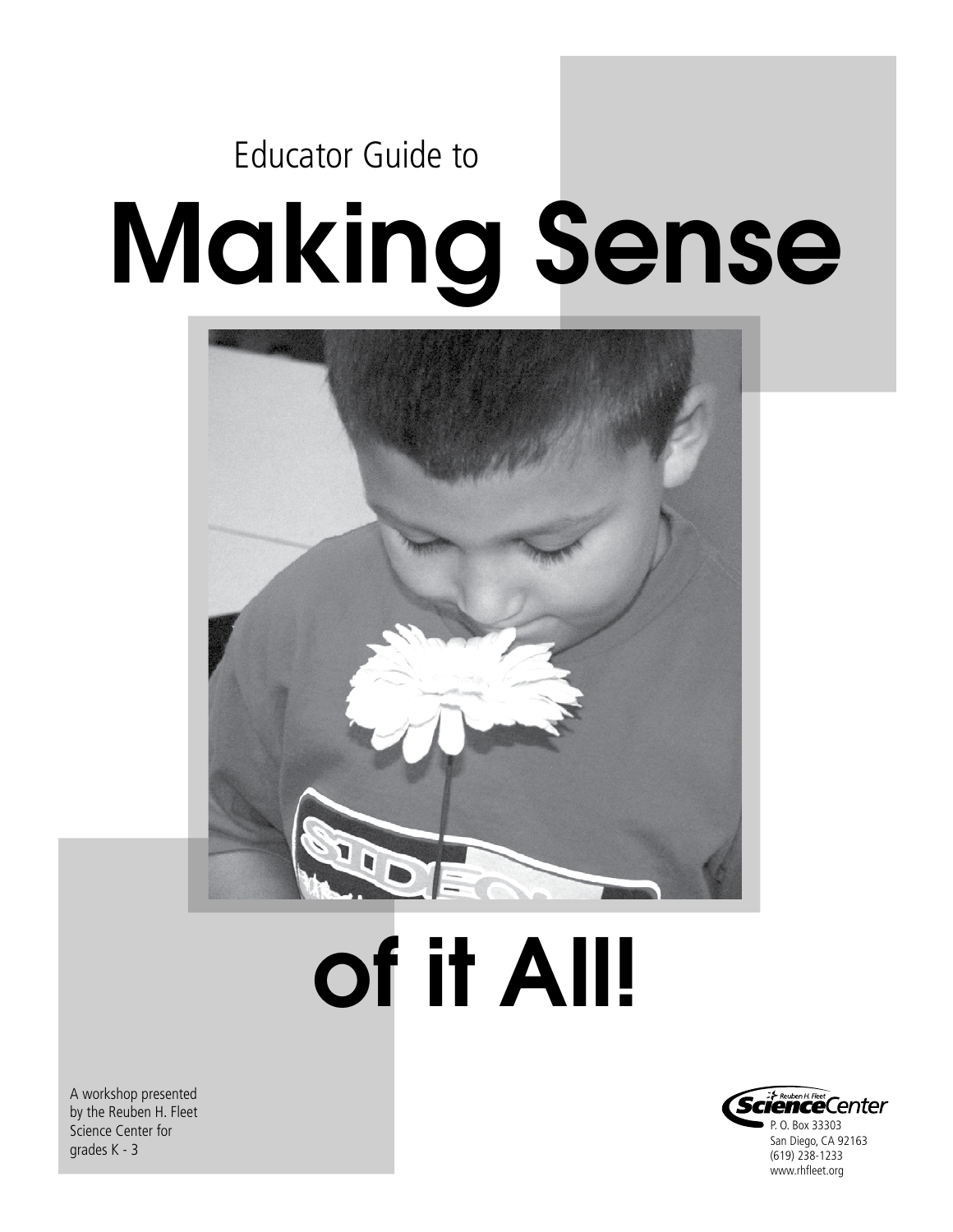Educator Guide to

# Making Sense of it All!

A workshop presented by the Reuben H. Fleet Science Center for grades K - 3

Reuben H. Fleet ScienceCenter
P. O. Box 33303
San Diego, CA 92163
(619) 238-1233
www.rhfleet.org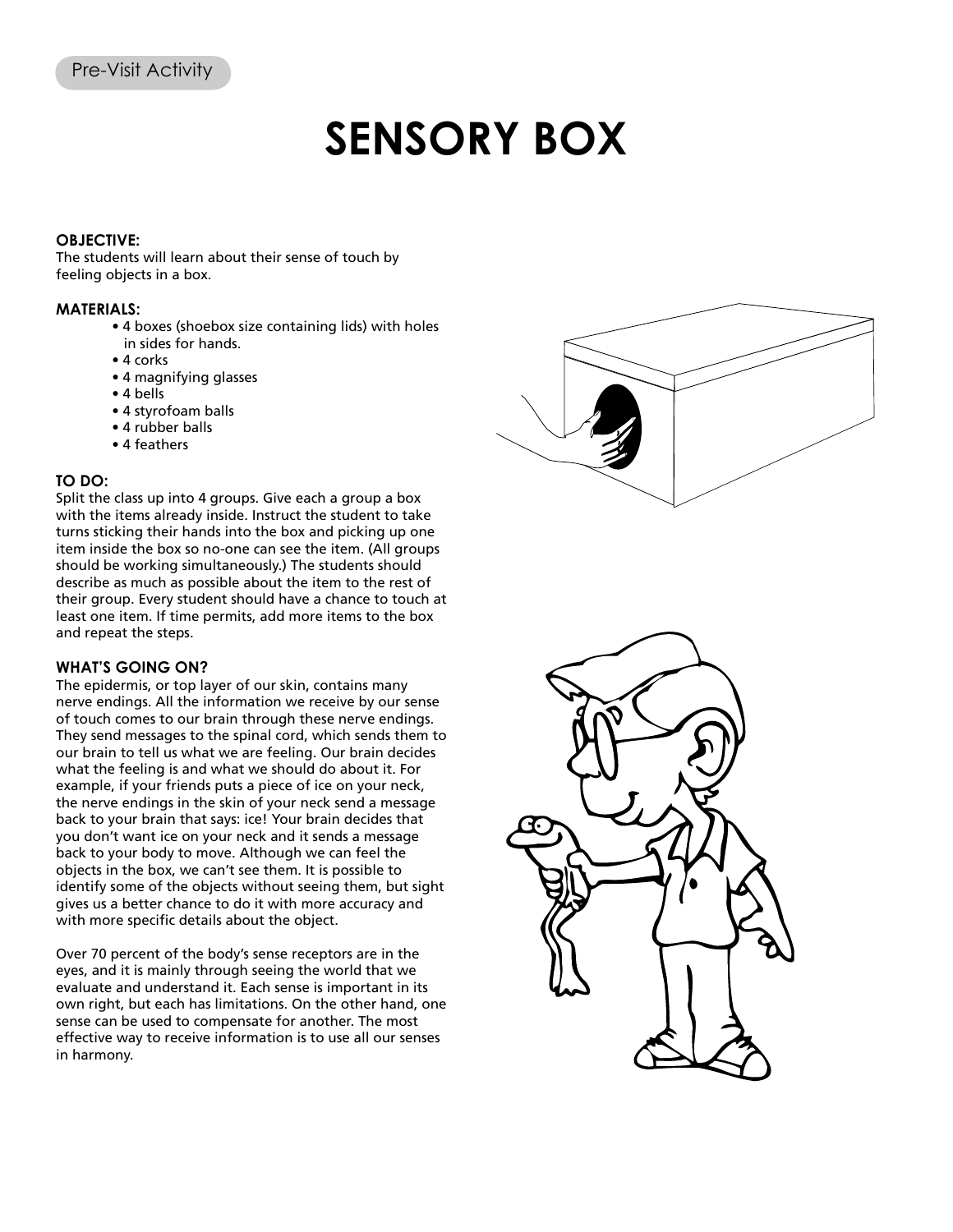Pre-Visit Activity

# SENSORY BOX

**OBJECTIVE:**
The students will learn about their sense of touch by feeling objects in a box.

**MATERIALS:**

- 4 boxes (shoebox size containing lids) with holes in sides for hands.
- 4 corks
- 4 magnifying glasses
- 4 bells
- 4 styrofoam balls
- 4 rubber balls
- 4 feathers

**TO DO:**
Split the class up into 4 groups. Give each a group a box with the items already inside. Instruct the student to take turns sticking their hands into the box and picking up one item inside the box so no-one can see the item. (All groups should be working simultaneously.) The students should describe as much as possible about the item to the rest of their group. Every student should have a chance to touch at least one item. If time permits, add more items to the box and repeat the steps.

**WHAT'S GOING ON?**
The epidermis, or top layer of our skin, contains many nerve endings. All the information we receive by our sense of touch comes to our brain through these nerve endings. They send messages to the spinal cord, which sends them to our brain to tell us what we are feeling. Our brain decides what the feeling is and what we should do about it. For example, if your friends puts a piece of ice on your neck, the nerve endings in the skin of your neck send a message back to your brain that says: ice! Your brain decides that you don't want ice on your neck and it sends a message back to your body to move. Although we can feel the objects in the box, we can't see them. It is possible to identify some of the objects without seeing them, but sight gives us a better chance to do it with more accuracy and with more specific details about the object.

Over 70 percent of the body's sense receptors are in the eyes, and it is mainly through seeing the world that we evaluate and understand it. Each sense is important in its own right, but each has limitations. On the other hand, one sense can be used to compensate for another. The most effective way to receive information is to use all our senses in harmony.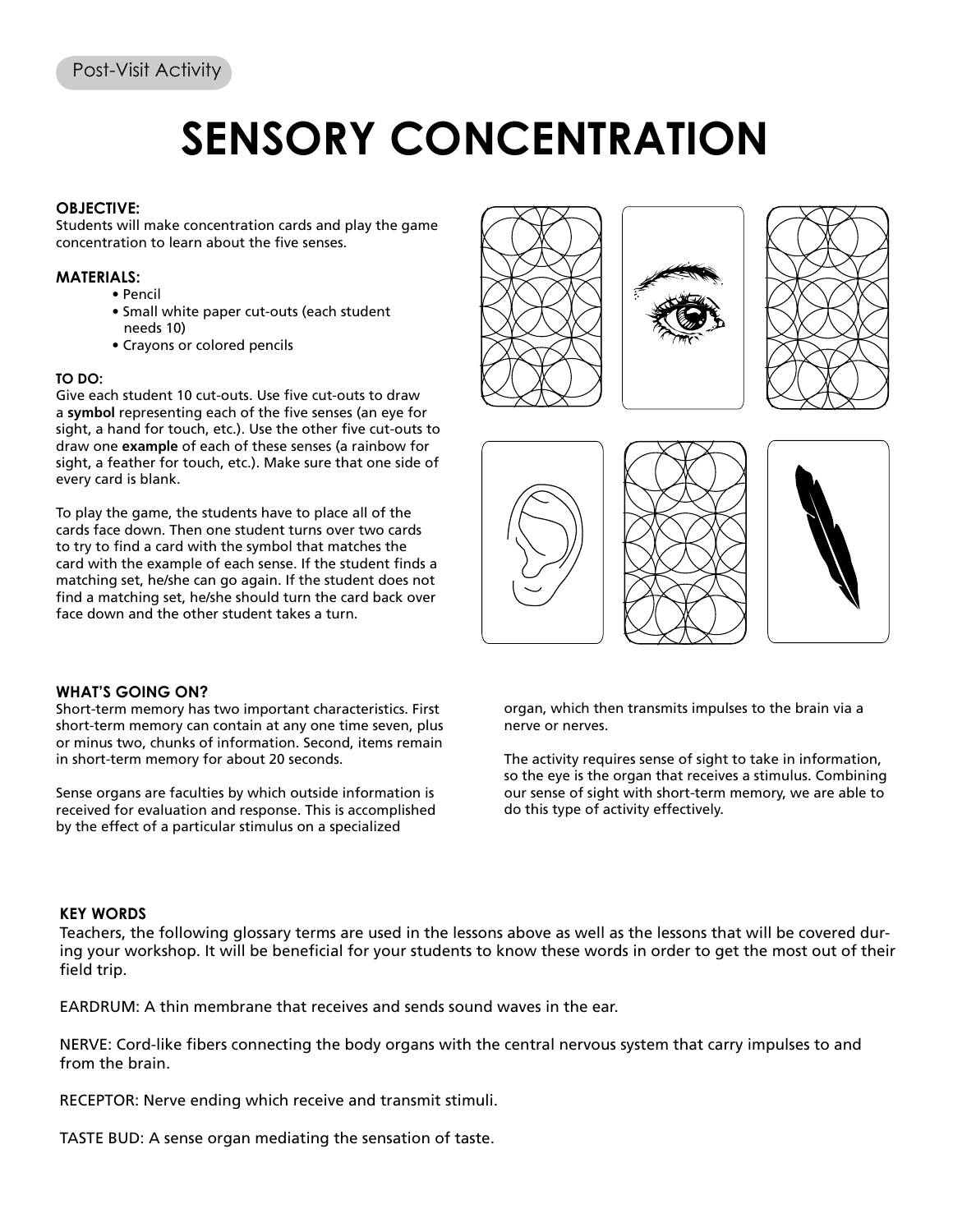Post-Visit Activity

# SENSORY CONCENTRATION

**OBJECTIVE:**
Students will make concentration cards and play the game concentration to learn about the five senses.

**MATERIALS:**

- Pencil
- Small white paper cut-outs (each student needs 10)
- Crayons or colored pencils

**TO DO:**
Give each student 10 cut-outs. Use five cut-outs to draw a **symbol** representing each of the five senses (an eye for sight, a hand for touch, etc.). Use the other five cut-outs to draw one **example** of each of these senses (a rainbow for sight, a feather for touch, etc.). Make sure that one side of every card is blank.

To play the game, the students have to place all of the cards face down. Then one student turns over two cards to try to find a card with the symbol that matches the card with the example of each sense. If the student finds a matching set, he/she can go again. If the student does not find a matching set, he/she should turn the card back over face down and the other student takes a turn.

**WHAT'S GOING ON?**
Short-term memory has two important characteristics. First short-term memory can contain at any one time seven, plus or minus two, chunks of information. Second, items remain in short-term memory for about 20 seconds.

Sense organs are faculties by which outside information is received for evaluation and response. This is accomplished by the effect of a particular stimulus on a specialized organ, which then transmits impulses to the brain via a nerve or nerves.

The activity requires sense of sight to take in information, so the eye is the organ that receives a stimulus. Combining our sense of sight with short-term memory, we are able to do this type of activity effectively.

**KEY WORDS**
Teachers, the following glossary terms are used in the lessons above as well as the lessons that will be covered during your workshop. It will be beneficial for your students to know these words in order to get the most out of their field trip.

EARDRUM: A thin membrane that receives and sends sound waves in the ear.

NERVE: Cord-like fibers connecting the body organs with the central nervous system that carry impulses to and from the brain.

RECEPTOR: Nerve ending which receive and transmit stimuli.

TASTE BUD: A sense organ mediating the sensation of taste.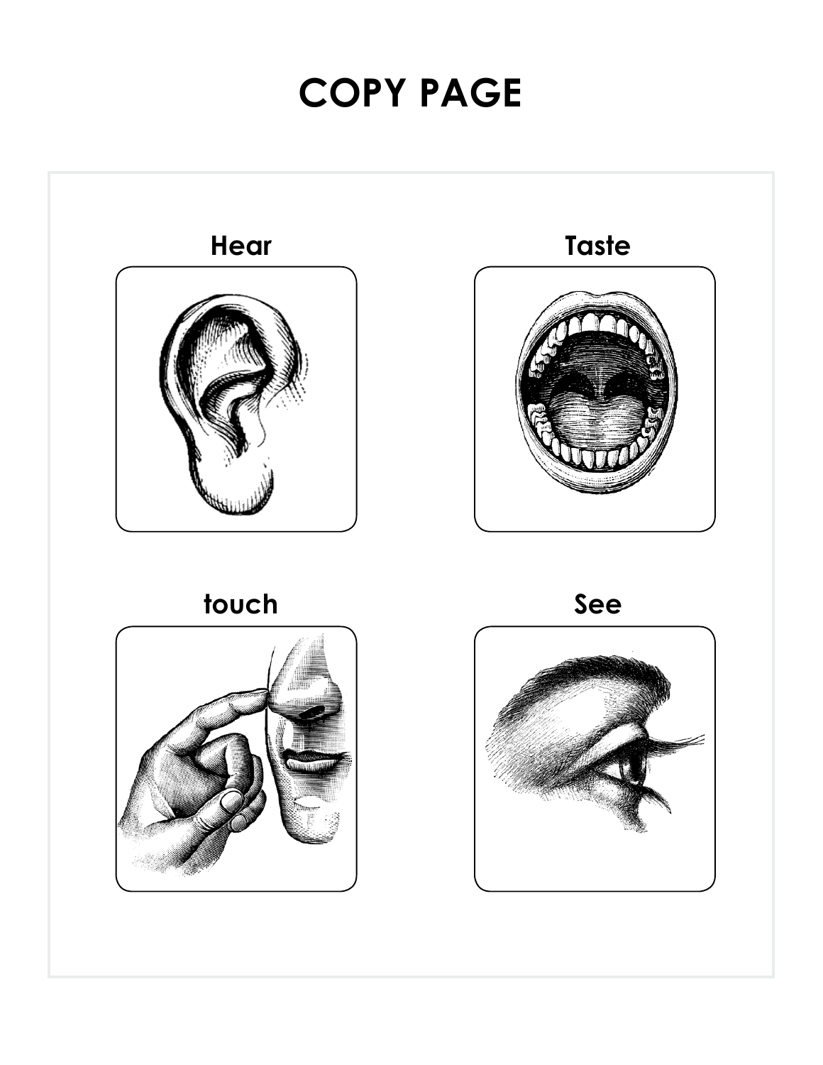# COPY PAGE

**Hear**

**Taste**

**touch**

**See**